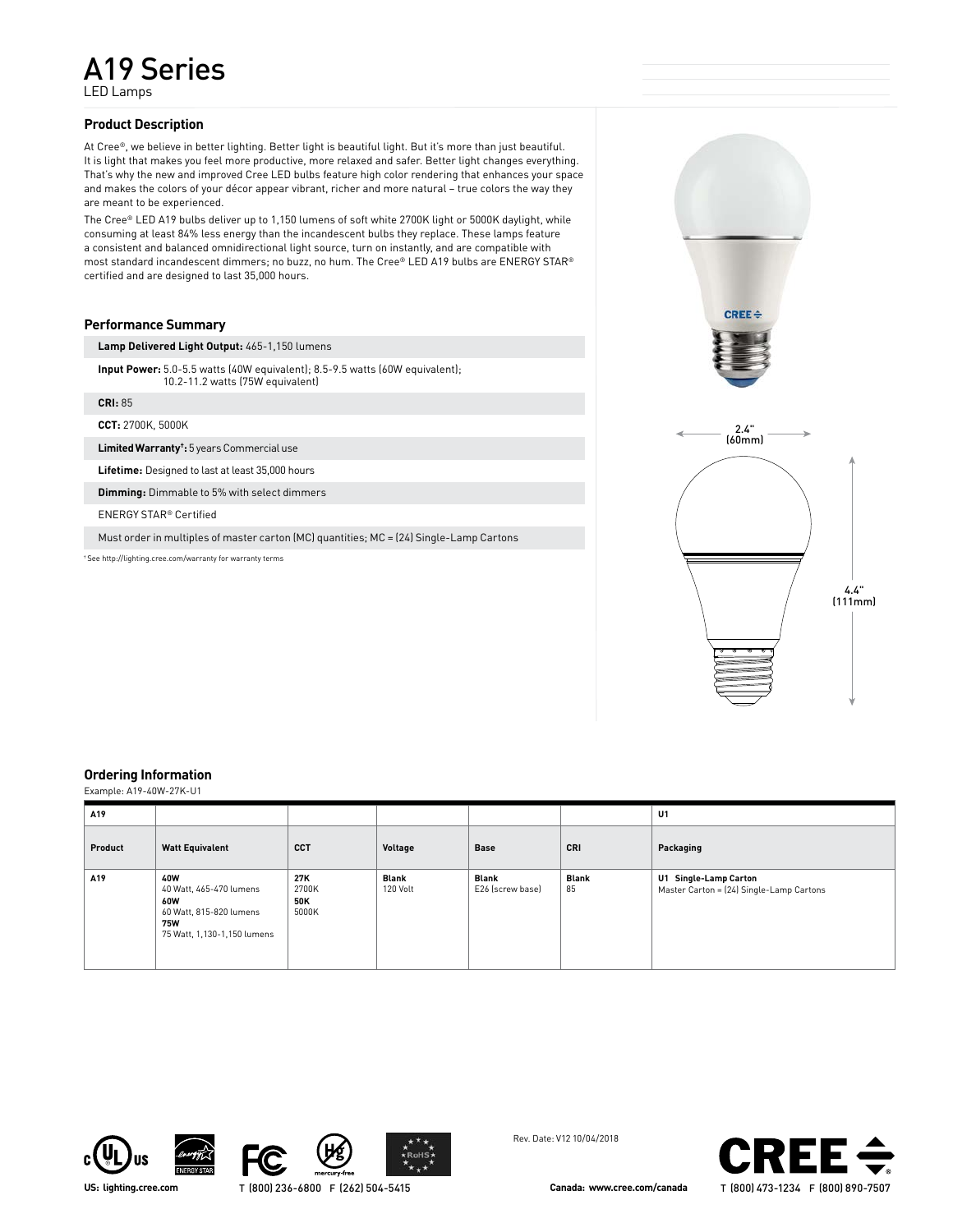# A19 Series

LED Lamps

## Product Description

At Cree®, we believe in better lighting. Better light is beautiful light. But it's more than just beautiful. It is light that makes you feel more productive, more relaxed and safer. Better light changes everything. That's why the new and improved Cree LED bulbs feature high color rendering that enhances your space and makes the colors of your décor appear vibrant, richer and more natural – true colors the way they are meant to be experienced.

The Cree® LED A19 bulbs deliver up to 1,150 lumens of soft white 2700K light or 5000K daylight, while consuming at least 84% less energy than the incandescent bulbs they replace. These lamps feature a consistent and balanced omnidirectional light source, turn on instantly, and are compatible with most standard incandescent dimmers; no buzz, no hum. The Cree® LED A19 bulbs are ENERGY STAR® certified and are designed to last 35,000 hours.

## Performance Summary

**Lamp Delivered Light Output:** 465-1,150 lumens

**Input Power:** 5.0-5.5 watts (40W equivalent); 8.5-9.5 watts (60W equivalent); 10.2-11.2 watts (75W equivalent)

**CRI:** 85

**CCT:** 2700K, 5000K

**Limited Warranty†:** 5 years Commercial use

**Lifetime:** Designed to last at least 35,000 hours

**Dimming:** Dimmable to 5% with select dimmers

ENERGY STAR® Certified

Must order in multiples of master carton (MC) quantities; MC = (24) Single-Lamp Cartons

† See http://lighting.cree.com/warranty for warranty terms

2.4" (60mm)

4.4" (111mm)

## Ordering Information

Example: A19-40W-27K-U1

| A19 | | | | | | U1 |
|---|---|---|---|---|---|---|
| **Product** | **Watt Equivalent** | **CCT** | **Voltage** | **Base** | **CRI** | **Packaging** |
| A19 | **40W** 40 Watt, 465-470 lumens **60W** 60 Watt, 815-820 lumens **75W** 75 Watt, 1,130-1,150 lumens | **27K** 2700K **50K** 5000K | **Blank** 120 Volt | **Blank** E26 (screw base) | **Blank** 85 | **U1 Single-Lamp Carton** Master Carton = (24) Single-Lamp Cartons |

Rev. Date: V12 10/04/2018

US: lighting.cree.com T (800) 236-6800 F (262) 504-5415

Canada: www.cree.com/canada T (800) 473-1234 F (800) 890-7507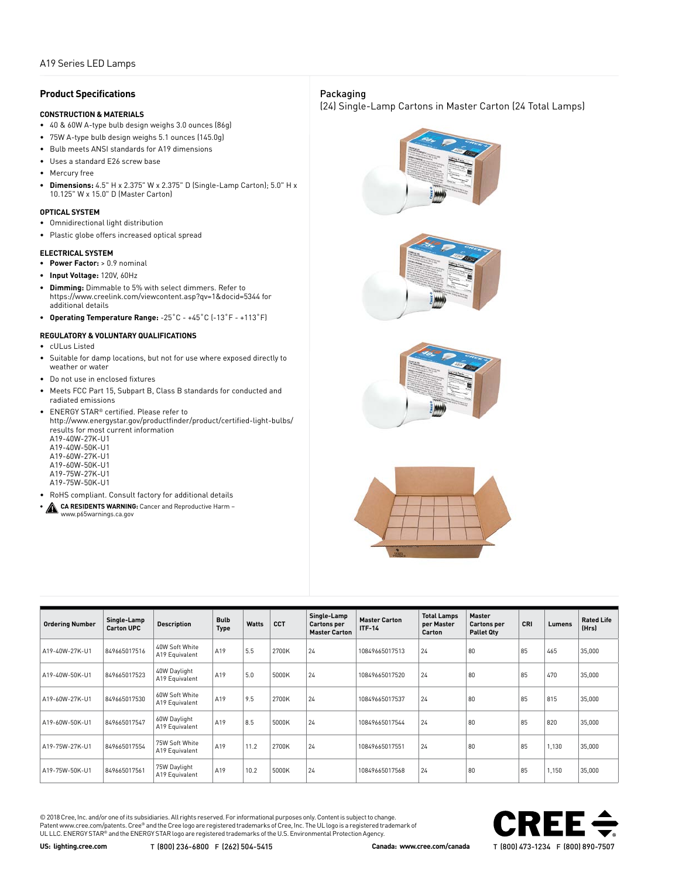A19 Series LED Lamps

## Product Specifications

### CONSTRUCTION & MATERIALS

- 40 & 60W A-type bulb design weighs 3.0 ounces (86g)
- 75W A-type bulb design weighs 5.1 ounces (145.0g)
- Bulb meets ANSI standards for A19 dimensions
- Uses a standard E26 screw base
- Mercury free
- **Dimensions:** 4.5" H x 2.375" W x 2.375" D (Single-Lamp Carton); 5.0" H x 10.125" W x 15.0" D (Master Carton)

### OPTICAL SYSTEM

- Omnidirectional light distribution
- Plastic globe offers increased optical spread

### ELECTRICAL SYSTEM

- **Power Factor:** > 0.9 nominal
- **Input Voltage:** 120V, 60Hz
- **Dimming:** Dimmable to 5% with select dimmers. Refer to https://www.creelink.com/viewcontent.asp?qv=1&docid=5344 for additional details
- **Operating Temperature Range:** -25˚C - +45˚C (-13˚F - +113˚F)

### REGULATORY & VOLUNTARY QUALIFICATIONS

- cULus Listed
- Suitable for damp locations, but not for use where exposed directly to weather or water
- Do not use in enclosed fixtures
- Meets FCC Part 15, Subpart B, Class B standards for conducted and radiated emissions
- ENERGY STAR® certified. Please refer to http://www.energystar.gov/productfinder/product/certified-light-bulbs/results for most current information
  A19-40W-27K-U1
  A19-40W-50K-U1
  A19-60W-27K-U1
  A19-60W-50K-U1
  A19-75W-27K-U1
  A19-75W-50K-U1
- RoHS compliant. Consult factory for additional details
- **CA RESIDENTS WARNING:** Cancer and Reproductive Harm – www.p65warnings.ca.gov

## Packaging

(24) Single-Lamp Cartons in Master Carton (24 Total Lamps)

| Ordering Number | Single-Lamp Carton UPC | Description | Bulb Type | Watts | CCT | Single-Lamp Cartons per Master Carton | Master Carton ITF-14 | Total Lamps per Master Carton | Master Cartons per Pallet Qty | CRI | Lumens | Rated Life (Hrs) |
|---|---|---|---|---|---|---|---|---|---|---|---|---|
| A19-40W-27K-U1 | 849665017516 | 40W Soft White A19 Equivalent | A19 | 5.5 | 2700K | 24 | 10849665017513 | 24 | 80 | 85 | 465 | 35,000 |
| A19-40W-50K-U1 | 849665017523 | 40W Daylight A19 Equivalent | A19 | 5.0 | 5000K | 24 | 10849665017520 | 24 | 80 | 85 | 470 | 35,000 |
| A19-60W-27K-U1 | 849665017530 | 60W Soft White A19 Equivalent | A19 | 9.5 | 2700K | 24 | 10849665017537 | 24 | 80 | 85 | 815 | 35,000 |
| A19-60W-50K-U1 | 849665017547 | 60W Daylight A19 Equivalent | A19 | 8.5 | 5000K | 24 | 10849665017544 | 24 | 80 | 85 | 820 | 35,000 |
| A19-75W-27K-U1 | 849665017554 | 75W Soft White A19 Equivalent | A19 | 11.2 | 2700K | 24 | 10849665017551 | 24 | 80 | 85 | 1,130 | 35,000 |
| A19-75W-50K-U1 | 849665017561 | 75W Daylight A19 Equivalent | A19 | 10.2 | 5000K | 24 | 10849665017568 | 24 | 80 | 85 | 1,150 | 35,000 |

© 2018 Cree, Inc. and/or one of its subsidiaries. All rights reserved. For informational purposes only. Content is subject to change. Patent www.cree.com/patents. Cree® and the Cree logo are registered trademarks of Cree, Inc. The UL logo is a registered trademark of UL LLC. ENERGY STAR® and the ENERGY STAR logo are registered trademarks of the U.S. Environmental Protection Agency.

**US: lighting.cree.com** T (800) 236-6800 F (262) 504-5415

**Canada: www.cree.com/canada** T (800) 473-1234 F (800) 890-7507